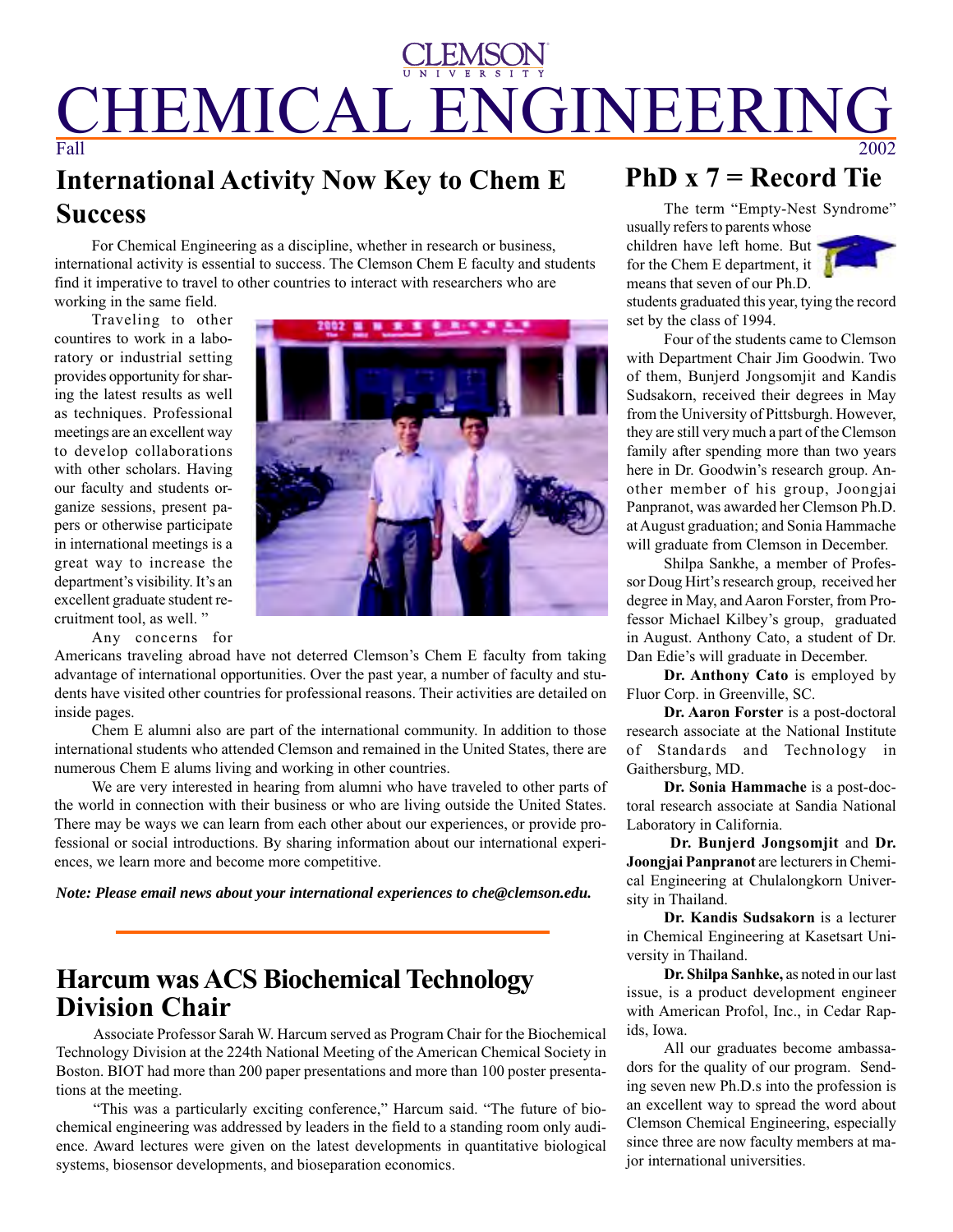# CLEMSON UNIVERSITY CHEMICAL ENGINEERING

Fall 2002

## International Activity Now Key to Chem E Success

For Chemical Engineering as a discipline, whether in research or business, international activity is essential to success. The Clemson Chem E faculty and students find it imperative to travel to other countries to interact with researchers who are working in the same field.

Traveling to other countires to work in a laboratory or industrial setting provides opportunity for sharing the latest results as well as techniques. Professional meetings are an excellent way to develop collaborations with other scholars. Having our faculty and students organize sessions, present papers or otherwise participate in international meetings is a great way to increase the department's visibility. It's an excellent graduate student recruitment tool, as well."

Any concerns for Americans traveling abroad have not deterred Clemson's Chem E faculty from taking advantage of international opportunities. Over the past year, a number of faculty and students have visited other countries for professional reasons. Their activities are detailed on inside pages.

Chem E alumni also are part of the international community. In addition to those international students who attended Clemson and remained in the United States, there are numerous Chem E alums living and working in other countries.

We are very interested in hearing from alumni who have traveled to other parts of the world in connection with their business or who are living outside the United States. There may be ways we can learn from each other about our experiences, or provide professional or social introductions. By sharing information about our international experiences, we learn more and become more competitive.

***Note: Please email news about your international experiences to che@clemson.edu.***

## Harcum was ACS Biochemical Technology Division Chair

Associate Professor Sarah W. Harcum served as Program Chair for the Biochemical Technology Division at the 224th National Meeting of the American Chemical Society in Boston. BIOT had more than 200 paper presentations and more than 100 poster presentations at the meeting.

"This was a particularly exciting conference," Harcum said. "The future of biochemical engineering was addressed by leaders in the field to a standing room only audience. Award lectures were given on the latest developments in quantitative biological systems, biosensor developments, and bioseparation economics.

## PhD x 7 = Record Tie

The term "Empty-Nest Syndrome" usually refers to parents whose children have left home. But for the Chem E department, it means that seven of our Ph.D. students graduated this year, tying the record set by the class of 1994.

Four of the students came to Clemson with Department Chair Jim Goodwin. Two of them, Bunjerd Jongsomjit and Kandis Sudsakorn, received their degrees in May from the University of Pittsburgh. However, they are still very much a part of the Clemson family after spending more than two years here in Dr. Goodwin's research group. Another member of his group, Joongjai Panpranot, was awarded her Clemson Ph.D. at August graduation; and Sonia Hammache will graduate from Clemson in December.

Shilpa Sankhe, a member of Professor Doug Hirt's research group, received her degree in May, and Aaron Forster, from Professor Michael Kilbey's group, graduated in August. Anthony Cato, a student of Dr. Dan Edie's will graduate in December.

**Dr. Anthony Cato** is employed by Fluor Corp. in Greenville, SC.

**Dr. Aaron Forster** is a post-doctoral research associate at the National Institute of Standards and Technology in Gaithersburg, MD.

**Dr. Sonia Hammache** is a post-doctoral research associate at Sandia National Laboratory in California.

**Dr. Bunjerd Jongsomjit** and **Dr. Joongjai Panpranot** are lecturers in Chemical Engineering at Chulalongkorn University in Thailand.

**Dr. Kandis Sudsakorn** is a lecturer in Chemical Engineering at Kasetsart University in Thailand.

**Dr. Shilpa Sanhke,** as noted in our last issue, is a product development engineer with American Profol, Inc., in Cedar Rapids, Iowa.

All our graduates become ambassadors for the quality of our program. Sending seven new Ph.D.s into the profession is an excellent way to spread the word about Clemson Chemical Engineering, especially since three are now faculty members at major international universities.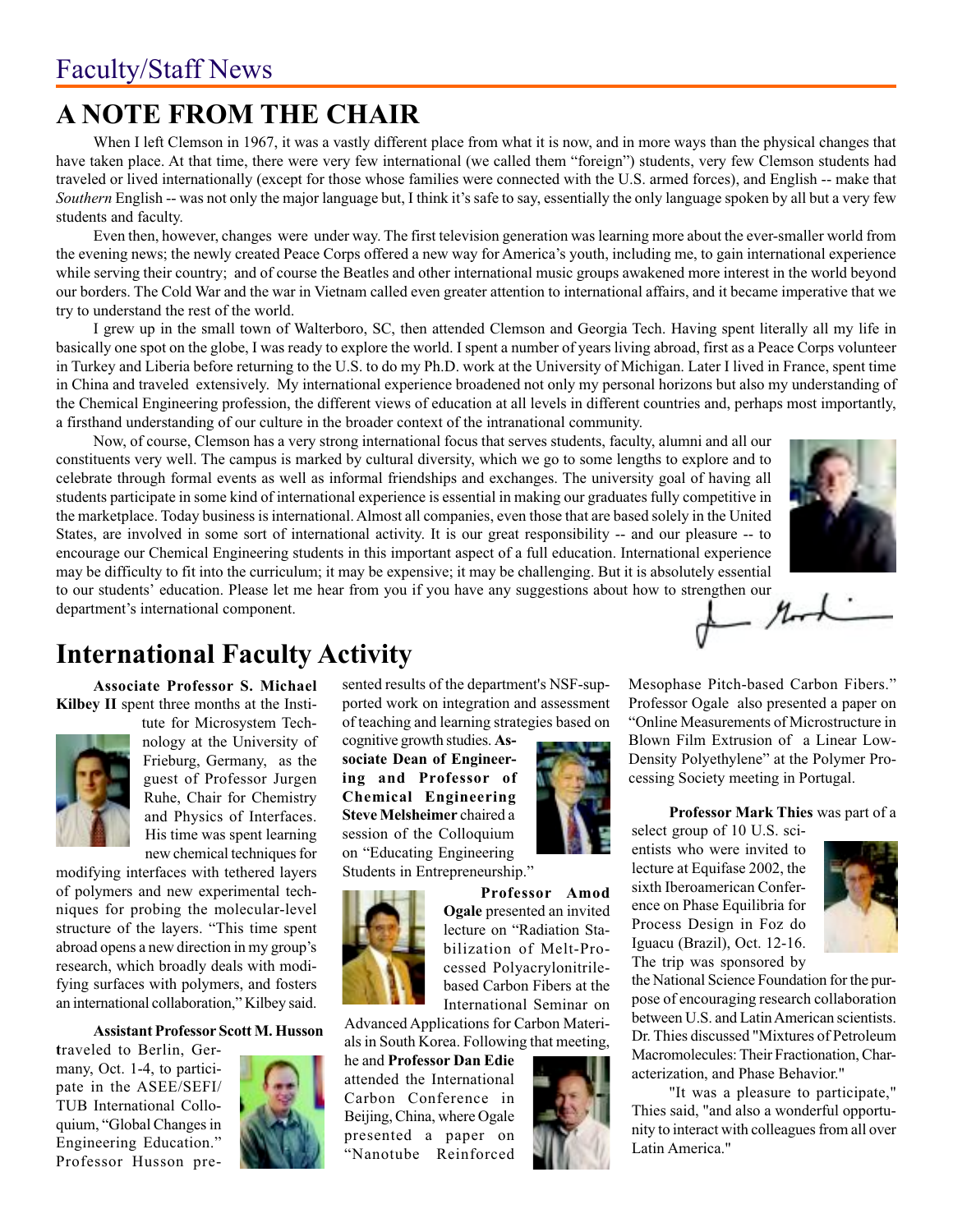## Faculty/Staff News

# A NOTE FROM THE CHAIR

When I left Clemson in 1967, it was a vastly different place from what it is now, and in more ways than the physical changes that have taken place. At that time, there were very few international (we called them "foreign") students, very few Clemson students had traveled or lived internationally (except for those whose families were connected with the U.S. armed forces), and English -- make that *Southern* English -- was not only the major language but, I think it's safe to say, essentially the only language spoken by all but a very few students and faculty.

Even then, however, changes were under way. The first television generation was learning more about the ever-smaller world from the evening news; the newly created Peace Corps offered a new way for America's youth, including me, to gain international experience while serving their country; and of course the Beatles and other international music groups awakened more interest in the world beyond our borders. The Cold War and the war in Vietnam called even greater attention to international affairs, and it became imperative that we try to understand the rest of the world.

I grew up in the small town of Walterboro, SC, then attended Clemson and Georgia Tech. Having spent literally all my life in basically one spot on the globe, I was ready to explore the world. I spent a number of years living abroad, first as a Peace Corps volunteer in Turkey and Liberia before returning to the U.S. to do my Ph.D. work at the University of Michigan. Later I lived in France, spent time in China and traveled extensively. My international experience broadened not only my personal horizons but also my understanding of the Chemical Engineering profession, the different views of education at all levels in different countries and, perhaps most importantly, a firsthand understanding of our culture in the broader context of the intranational community.

Now, of course, Clemson has a very strong international focus that serves students, faculty, alumni and all our constituents very well. The campus is marked by cultural diversity, which we go to some lengths to explore and to celebrate through formal events as well as informal friendships and exchanges. The university goal of having all students participate in some kind of international experience is essential in making our graduates fully competitive in the marketplace. Today business is international. Almost all companies, even those that are based solely in the United States, are involved in some sort of international activity. It is our great responsibility -- and our pleasure -- to encourage our Chemical Engineering students in this important aspect of a full education. International experience may be difficulty to fit into the curriculum; it may be expensive; it may be challenging. But it is absolutely essential to our students' education. Please let me hear from you if you have any suggestions about how to strengthen our department's international component.

# International Faculty Activity

**Associate Professor S. Michael Kilbey II** spent three months at the Institute for Microsystem Technology at the University of Frieburg, Germany, as the guest of Professor Jurgen Ruhe, Chair for Chemistry and Physics of Interfaces. His time was spent learning new chemical techniques for modifying interfaces with tethered layers of polymers and new experimental techniques for probing the molecular-level structure of the layers. "This time spent abroad opens a new direction in my group's research, which broadly deals with modifying surfaces with polymers, and fosters an international collaboration," Kilbey said.

**Assistant Professor Scott M. Husson t**raveled to Berlin, Germany, Oct. 1-4, to participate in the ASEE/SEFI/TUB International Colloquium, "Global Changes in Engineering Education." Professor Husson presented results of the department's NSF-supported work on integration and assessment of teaching and learning strategies based on cognitive growth studies. **Associate Dean of Engineering and Professor of Chemical Engineering Steve Melsheimer** chaired a session of the Colloquium on "Educating Engineering Students in Entrepreneurship."

**Professor Amod Ogale** presented an invited lecture on "Radiation Stabilization of Melt-Processed Polyacrylonitrile-based Carbon Fibers at the International Seminar on Advanced Applications for Carbon Materials in South Korea. Following that meeting, he and **Professor Dan Edie** attended the International Carbon Conference in Beijing, China, where Ogale presented a paper on "Nanotube Reinforced Mesophase Pitch-based Carbon Fibers." Professor Ogale also presented a paper on "Online Measurements of Microstructure in Blown Film Extrusion of a Linear Low-Density Polyethylene" at the Polymer Processing Society meeting in Portugal.

**Professor Mark Thies** was part of a select group of 10 U.S. scientists who were invited to lecture at Equifase 2002, the sixth Iberoamerican Conference on Phase Equilibria for Process Design in Foz do Iguacu (Brazil), Oct. 12-16. The trip was sponsored by the National Science Foundation for the purpose of encouraging research collaboration between U.S. and Latin American scientists. Dr. Thies discussed "Mixtures of Petroleum Macromolecules: Their Fractionation, Characterization, and Phase Behavior."

"It was a pleasure to participate," Thies said, "and also a wonderful opportunity to interact with colleagues from all over Latin America."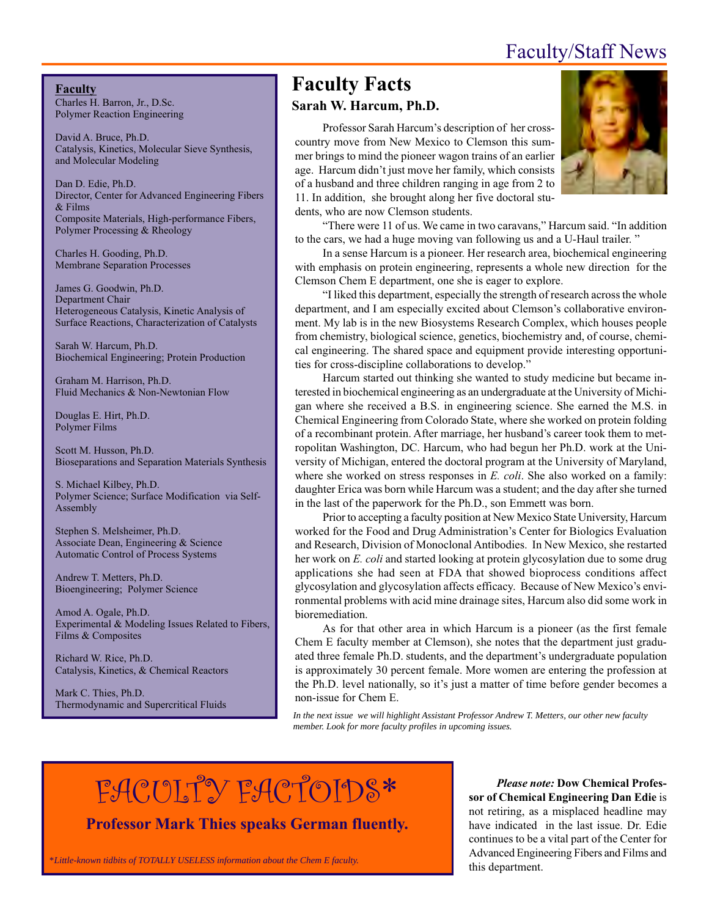# Faculty/Staff News

**Faculty**

Charles H. Barron, Jr., D.Sc.
Polymer Reaction Engineering

David A. Bruce, Ph.D.
Catalysis, Kinetics, Molecular Sieve Synthesis, and Molecular Modeling

Dan D. Edie, Ph.D.
Director, Center for Advanced Engineering Fibers & Films
Composite Materials, High-performance Fibers, Polymer Processing & Rheology

Charles H. Gooding, Ph.D.
Membrane Separation Processes

James G. Goodwin, Ph.D.
Department Chair
Heterogeneous Catalysis, Kinetic Analysis of Surface Reactions, Characterization of Catalysts

Sarah W. Harcum, Ph.D.
Biochemical Engineering; Protein Production

Graham M. Harrison, Ph.D.
Fluid Mechanics & Non-Newtonian Flow

Douglas E. Hirt, Ph.D.
Polymer Films

Scott M. Husson, Ph.D.
Bioseparations and Separation Materials Synthesis

S. Michael Kilbey, Ph.D.
Polymer Science; Surface Modification via Self-Assembly

Stephen S. Melsheimer, Ph.D.
Associate Dean, Engineering & Science
Automatic Control of Process Systems

Andrew T. Metters, Ph.D.
Bioengineering; Polymer Science

Amod A. Ogale, Ph.D.
Experimental & Modeling Issues Related to Fibers, Films & Composites

Richard W. Rice, Ph.D.
Catalysis, Kinetics, & Chemical Reactors

Mark C. Thies, Ph.D.
Thermodynamic and Supercritical Fluids

## Faculty Facts

### Sarah W. Harcum, Ph.D.

Professor Sarah Harcum's description of her cross-country move from New Mexico to Clemson this summer brings to mind the pioneer wagon trains of an earlier age. Harcum didn't just move her family, which consists of a husband and three children ranging in age from 2 to 11. In addition, she brought along her five doctoral students, who are now Clemson students.

"There were 11 of us. We came in two caravans," Harcum said. "In addition to the cars, we had a huge moving van following us and a U-Haul trailer. "

In a sense Harcum is a pioneer. Her research area, biochemical engineering with emphasis on protein engineering, represents a whole new direction for the Clemson Chem E department, one she is eager to explore.

"I liked this department, especially the strength of research across the whole department, and I am especially excited about Clemson's collaborative environment. My lab is in the new Biosystems Research Complex, which houses people from chemistry, biological science, genetics, biochemistry and, of course, chemical engineering. The shared space and equipment provide interesting opportunities for cross-discipline collaborations to develop."

Harcum started out thinking she wanted to study medicine but became interested in biochemical engineering as an undergraduate at the University of Michigan where she received a B.S. in engineering science. She earned the M.S. in Chemical Engineering from Colorado State, where she worked on protein folding of a recombinant protein. After marriage, her husband's career took them to metropolitan Washington, DC. Harcum, who had begun her Ph.D. work at the University of Michigan, entered the doctoral program at the University of Maryland, where she worked on stress responses in *E. coli*. She also worked on a family: daughter Erica was born while Harcum was a student; and the day after she turned in the last of the paperwork for the Ph.D., son Emmett was born.

Prior to accepting a faculty position at New Mexico State University, Harcum worked for the Food and Drug Administration's Center for Biologics Evaluation and Research, Division of Monoclonal Antibodies. In New Mexico, she restarted her work on *E. coli* and started looking at protein glycosylation due to some drug applications she had seen at FDA that showed bioprocess conditions affect glycosylation and glycosylation affects efficacy. Because of New Mexico's environmental problems with acid mine drainage sites, Harcum also did some work in bioremediation.

As for that other area in which Harcum is a pioneer (as the first female Chem E faculty member at Clemson), she notes that the department just graduated three female Ph.D. students, and the department's undergraduate population is approximately 30 percent female. More women are entering the profession at the Ph.D. level nationally, so it's just a matter of time before gender becomes a non-issue for Chem E.

*In the next issue we will highlight Assistant Professor Andrew T. Metters, our other new faculty member. Look for more faculty profiles in upcoming issues.*

## FACULTY FACTOIDS*

**Professor Mark Thies speaks German fluently.**

*\*Little-known tidbits of TOTALLY USELESS information about the Chem E faculty.*

***Please note:*** **Dow Chemical Professor of Chemical Engineering Dan Edie** is not retiring, as a misplaced headline may have indicated in the last issue. Dr. Edie continues to be a vital part of the Center for Advanced Engineering Fibers and Films and this department.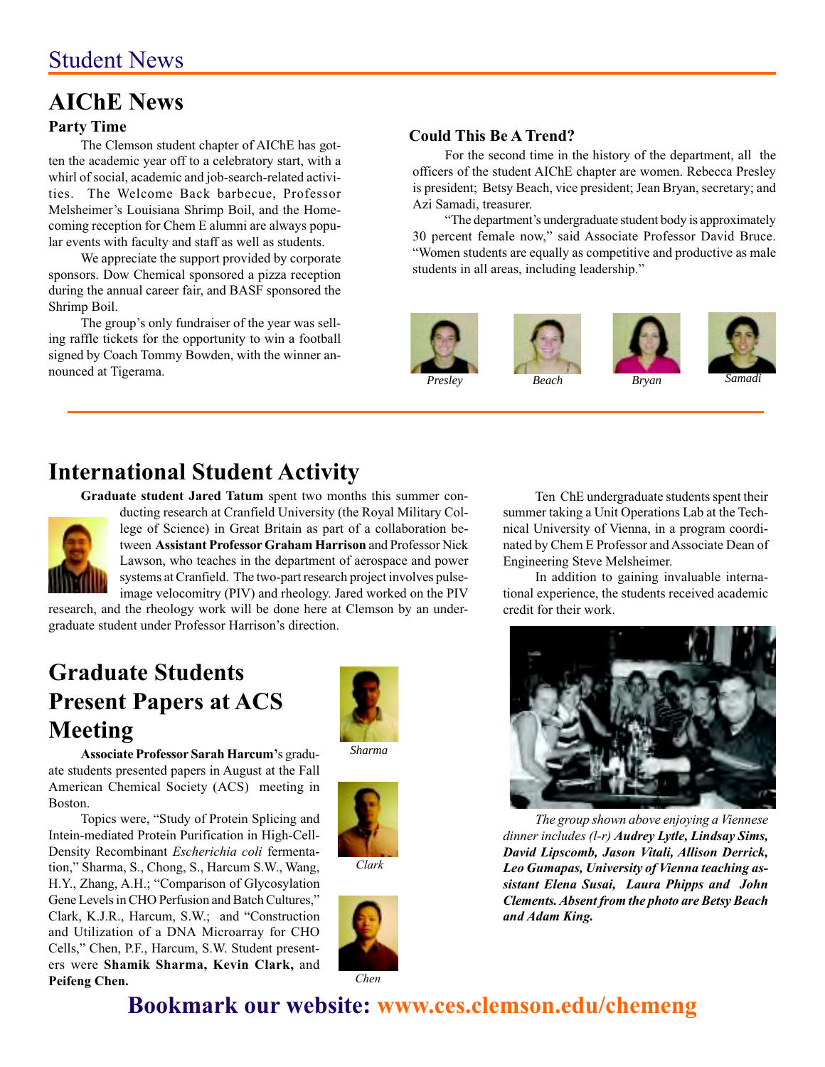# Student News

## AIChE News

### Party Time

The Clemson student chapter of AIChE has gotten the academic year off to a celebratory start, with a whirl of social, academic and job-search-related activities. The Welcome Back barbecue, Professor Melsheimer's Louisiana Shrimp Boil, and the Homecoming reception for Chem E alumni are always popular events with faculty and staff as well as students.

We appreciate the support provided by corporate sponsors. Dow Chemical sponsored a pizza reception during the annual career fair, and BASF sponsored the Shrimp Boil.

The group's only fundraiser of the year was selling raffle tickets for the opportunity to win a football signed by Coach Tommy Bowden, with the winner announced at Tigerama.

### Could This Be A Trend?

For the second time in the history of the department, all the officers of the student AIChE chapter are women. Rebecca Presley is president; Betsy Beach, vice president; Jean Bryan, secretary; and Azi Samadi, treasurer.

"The department's undergraduate student body is approximately 30 percent female now," said Associate Professor David Bruce. "Women students are equally as competitive and productive as male students in all areas, including leadership."

*Presley* *Beach* *Bryan* *Samadi*

## International Student Activity

**Graduate student Jared Tatum** spent two months this summer conducting research at Cranfield University (the Royal Military College of Science) in Great Britain as part of a collaboration between **Assistant Professor Graham Harrison** and Professor Nick Lawson, who teaches in the department of aerospace and power systems at Cranfield. The two-part research project involves pulse-image velocomitry (PIV) and rheology. Jared worked on the PIV research, and the rheology work will be done here at Clemson by an undergraduate student under Professor Harrison's direction.

Ten ChE undergraduate students spent their summer taking a Unit Operations Lab at the Technical University of Vienna, in a program coordinated by Chem E Professor and Associate Dean of Engineering Steve Melsheimer.

In addition to gaining invaluable international experience, the students received academic credit for their work.

*The group shown above enjoying a Viennese dinner includes (l-r)* ***Audrey Lytle, Lindsay Sims, David Lipscomb, Jason Vitali, Allison Derrick, Leo Gumapas, University of Vienna teaching assistant Elena Susai, Laura Phipps and John Clements. Absent from the photo are Betsy Beach and Adam King.***

## Graduate Students Present Papers at ACS Meeting

**Associate Professor Sarah Harcum**'s graduate students presented papers in August at the Fall American Chemical Society (ACS) meeting in Boston.

Topics were, "Study of Protein Splicing and Intein-mediated Protein Purification in High-Cell-Density Recombinant *Escherichia coli* fermentation," Sharma, S., Chong, S., Harcum S.W., Wang, H.Y., Zhang, A.H.; "Comparison of Glycosylation Gene Levels in CHO Perfusion and Batch Cultures," Clark, K.J.R., Harcum, S.W.; and "Construction and Utilization of a DNA Microarray for CHO Cells," Chen, P.F., Harcum, S.W. Student presenters were **Shamik Sharma, Kevin Clark,** and **Peifeng Chen.**

*Sharma*

*Clark*

*Chen*

**Bookmark our website: www.ces.clemson.edu/chemeng**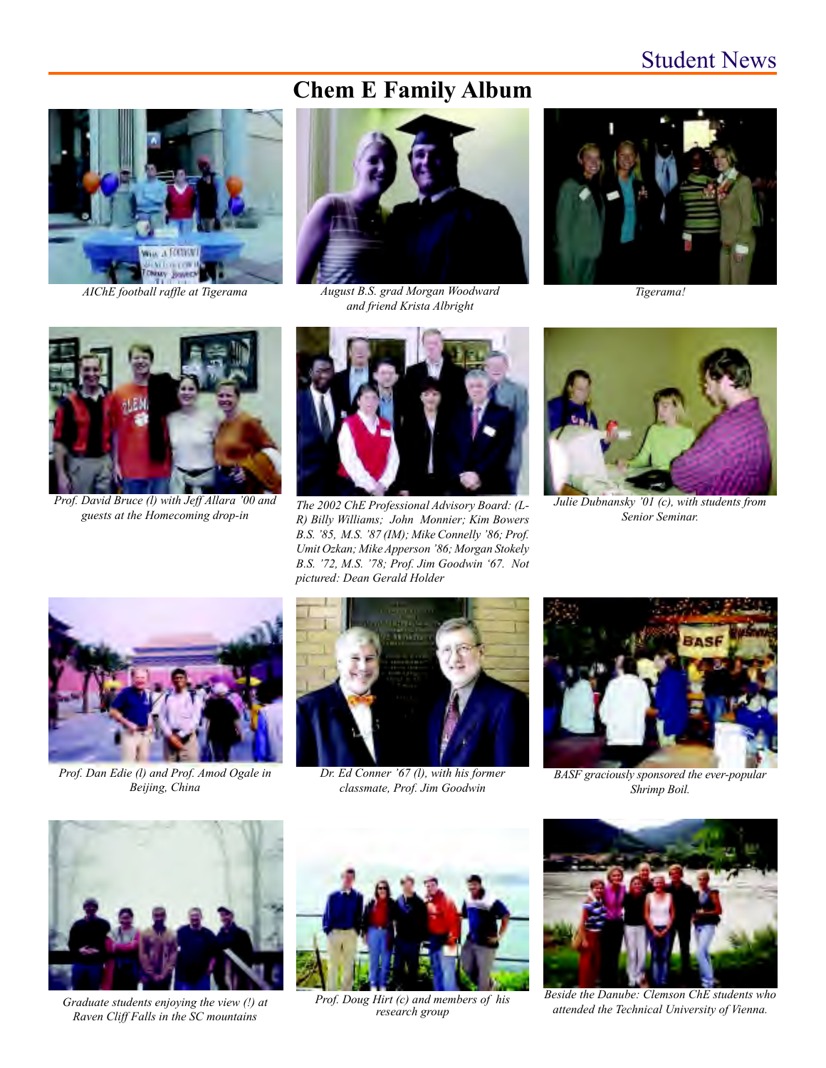# Chem E Family Album

*AIChE football raffle at Tigerama*

*August B.S. grad Morgan Woodward and friend Krista Albright*

*Tigerama!*

*Prof. David Bruce (l) with Jeff Allara '00 and guests at the Homecoming drop-in*

*The 2002 ChE Professional Advisory Board: (L-R) Billy Williams; John Monnier; Kim Bowers B.S. '85, M.S. '87 (IM); Mike Connelly '86; Prof. Umit Ozkan; Mike Apperson '86; Morgan Stokely B.S. '72, M.S. '78; Prof. Jim Goodwin '67. Not pictured: Dean Gerald Holder*

*Julie Dubnansky '01 (c), with students from Senior Seminar.*

*Prof. Dan Edie (l) and Prof. Amod Ogale in Beijing, China*

*Dr. Ed Conner '67 (l), with his former classmate, Prof. Jim Goodwin*

*BASF graciously sponsored the ever-popular Shrimp Boil.*

*Graduate students enjoying the view (!) at Raven Cliff Falls in the SC mountains*

*Prof. Doug Hirt (c) and members of his research group*

*Beside the Danube: Clemson ChE students who attended the Technical University of Vienna.*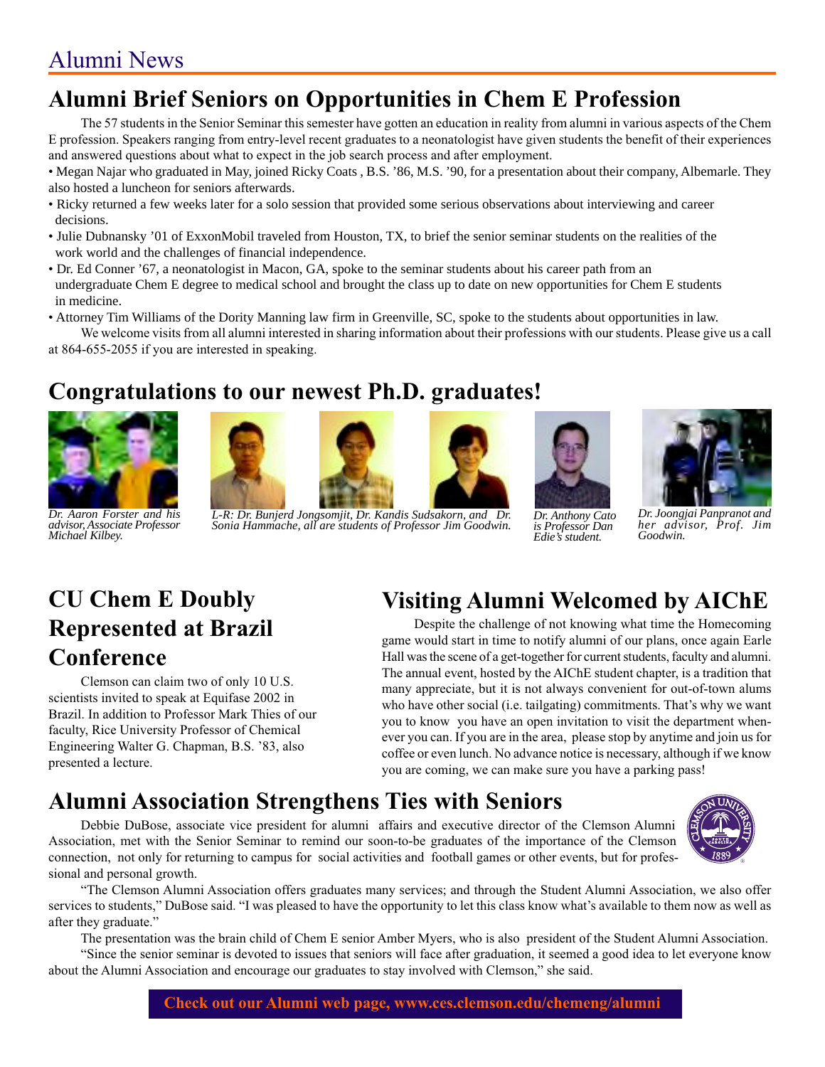# Alumni News

## Alumni Brief Seniors on Opportunities in Chem E Profession

The 57 students in the Senior Seminar this semester have gotten an education in reality from alumni in various aspects of the Chem E profession. Speakers ranging from entry-level recent graduates to a neonatologist have given students the benefit of their experiences and answered questions about what to expect in the job search process and after employment.

- Megan Najar who graduated in May, joined Ricky Coats , B.S. '86, M.S. '90, for a presentation about their company, Albemarle. They also hosted a luncheon for seniors afterwards.
- Ricky returned a few weeks later for a solo session that provided some serious observations about interviewing and career decisions.
- Julie Dubnansky '01 of ExxonMobil traveled from Houston, TX, to brief the senior seminar students on the realities of the work world and the challenges of financial independence.
- Dr. Ed Conner '67, a neonatologist in Macon, GA, spoke to the seminar students about his career path from an undergraduate Chem E degree to medical school and brought the class up to date on new opportunities for Chem E students in medicine.
- Attorney Tim Williams of the Dority Manning law firm in Greenville, SC, spoke to the students about opportunities in law.

We welcome visits from all alumni interested in sharing information about their professions with our students. Please give us a call at 864-655-2055 if you are interested in speaking.

## Congratulations to our newest Ph.D. graduates!

*Dr. Aaron Forster and his advisor, Associate Professor Michael Kilbey.*

*L-R: Dr. Bunjerd Jongsomjit, Dr. Kandis Sudsakorn, and Dr. Sonia Hammache, all are students of Professor Jim Goodwin.*

*Dr. Anthony Cato is Professor Dan Edie's student.*

*Dr. Joongjai Panpranot and her advisor, Prof. Jim Goodwin.*

## CU Chem E Doubly Represented at Brazil Conference

Clemson can claim two of only 10 U.S. scientists invited to speak at Equifase 2002 in Brazil. In addition to Professor Mark Thies of our faculty, Rice University Professor of Chemical Engineering Walter G. Chapman, B.S. '83, also presented a lecture.

## Visiting Alumni Welcomed by AIChE

Despite the challenge of not knowing what time the Homecoming game would start in time to notify alumni of our plans, once again Earle Hall was the scene of a get-together for current students, faculty and alumni. The annual event, hosted by the AIChE student chapter, is a tradition that many appreciate, but it is not always convenient for out-of-town alums who have other social (i.e. tailgating) commitments. That's why we want you to know you have an open invitation to visit the department whenever you can. If you are in the area, please stop by anytime and join us for coffee or even lunch. No advance notice is necessary, although if we know you are coming, we can make sure you have a parking pass!

## Alumni Association Strengthens Ties with Seniors

Debbie DuBose, associate vice president for alumni affairs and executive director of the Clemson Alumni Association, met with the Senior Seminar to remind our soon-to-be graduates of the importance of the Clemson connection, not only for returning to campus for social activities and football games or other events, but for professional and personal growth.

"The Clemson Alumni Association offers graduates many services; and through the Student Alumni Association, we also offer services to students," DuBose said. "I was pleased to have the opportunity to let this class know what's available to them now as well as after they graduate."

The presentation was the brain child of Chem E senior Amber Myers, who is also president of the Student Alumni Association.

"Since the senior seminar is devoted to issues that seniors will face after graduation, it seemed a good idea to let everyone know about the Alumni Association and encourage our graduates to stay involved with Clemson," she said.

**Check out our Alumni web page, www.ces.clemson.edu/chemeng/alumni**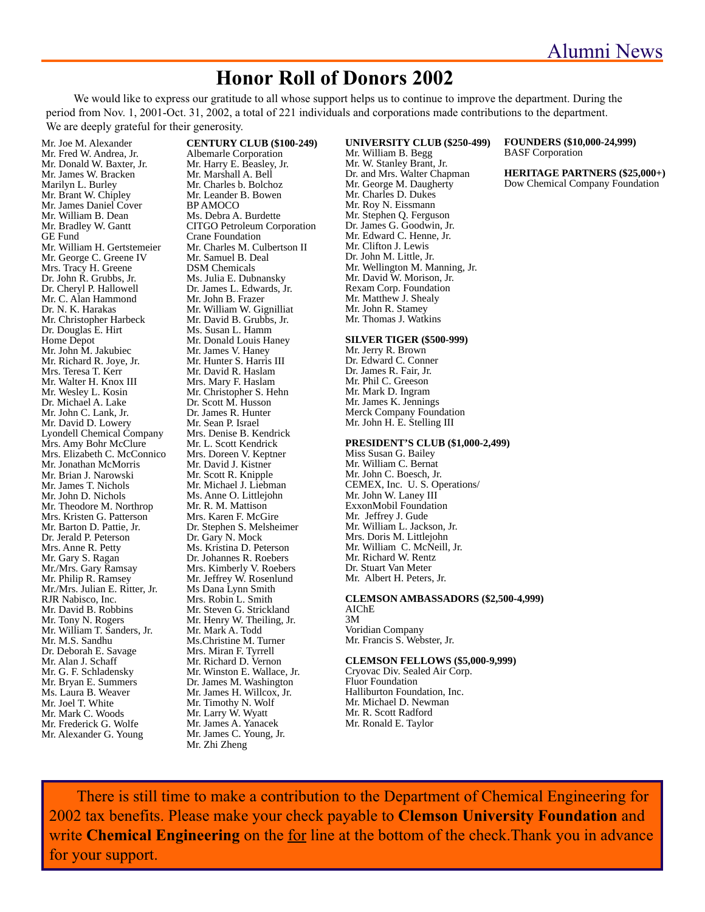# Honor Roll of Donors 2002

We would like to express our gratitude to all whose support helps us to continue to improve the department. During the period from Nov. 1, 2001-Oct. 31, 2002, a total of 221 individuals and corporations made contributions to the department. We are deeply grateful for their generosity.

Mr. Joe M. Alexander
Mr. Fred W. Andrea, Jr.
Mr. Donald W. Baxter, Jr.
Mr. James W. Bracken
Marilyn L. Burley
Mr. Brant W. Chipley
Mr. James Daniel Cover
Mr. William B. Dean
Mr. Bradley W. Gantt
GE Fund
Mr. William H. Gertstemeier
Mr. George C. Greene IV
Mrs. Tracy H. Greene
Dr. John R. Grubbs, Jr.
Dr. Cheryl P. Hallowell
Mr. C. Alan Hammond
Dr. N. K. Harakas
Mr. Christopher Harbeck
Dr. Douglas E. Hirt
Home Depot
Mr. John M. Jakubiec
Mr. Richard R. Joye, Jr.
Mrs. Teresa T. Kerr
Mr. Walter H. Knox III
Mr. Wesley L. Kosin
Dr. Michael A. Lake
Mr. John C. Lank, Jr.
Mr. David D. Lowery
Lyondell Chemical Company
Mrs. Amy Bohr McClure
Mrs. Elizabeth C. McConnico
Mr. Jonathan McMorris
Mr. Brian J. Narowski
Mr. James T. Nichols
Mr. John D. Nichols
Mr. Theodore M. Northrop
Mrs. Kristen G. Patterson
Mr. Barton D. Pattie, Jr.
Dr. Jerald P. Peterson
Mrs. Anne R. Petty
Mr. Gary S. Ragan
Mr./Mrs. Gary Ramsay
Mr. Philip R. Ramsey
Mr./Mrs. Julian E. Ritter, Jr.
RJR Nabisco, Inc.
Mr. David B. Robbins
Mr. Tony N. Rogers
Mr. William T. Sanders, Jr.
Mr. M.S. Sandhu
Dr. Deborah E. Savage
Mr. Alan J. Schaff
Mr. G. F. Schladensky
Mr. Bryan E. Summers
Ms. Laura B. Weaver
Mr. Joel T. White
Mr. Mark C. Woods
Mr. Frederick G. Wolfe
Mr. Alexander G. Young

**CENTURY CLUB ($100-249)**
Albemarle Corporation
Mr. Harry E. Beasley, Jr.
Mr. Marshall A. Bell
Mr. Charles b. Bolchoz
Mr. Leander B. Bowen
BP AMOCO
Ms. Debra A. Burdette
CITGO Petroleum Corporation
Crane Foundation
Mr. Charles M. Culbertson II
Mr. Samuel B. Deal
DSM Chemicals
Ms. Julia E. Dubnansky
Dr. James L. Edwards, Jr.
Mr. John B. Frazer
Mr. William W. Gignilliat
Mr. David B. Grubbs, Jr.
Ms. Susan L. Hamm
Mr. Donald Louis Haney
Mr. James V. Haney
Mr. Hunter S. Harris III
Mr. David R. Haslam
Mrs. Mary F. Haslam
Mr. Christopher S. Hehn
Dr. Scott M. Husson
Dr. James R. Hunter
Mr. Sean P. Israel
Mrs. Denise B. Kendrick
Mr. L. Scott Kendrick
Mrs. Doreen V. Keptner
Mr. David J. Kistner
Mr. Scott R. Knipple
Mr. Michael J. Liebman
Ms. Anne O. Littlejohn
Mr. R. M. Mattison
Mrs. Karen F. McGire
Dr. Stephen S. Melsheimer
Dr. Gary N. Mock
Ms. Kristina D. Peterson
Dr. Johannes R. Roebers
Mrs. Kimberly V. Roebers
Mr. Jeffrey W. Rosenlund
Ms Dana Lynn Smith
Mrs. Robin L. Smith
Mr. Steven G. Strickland
Mr. Henry W. Theiling, Jr.
Mr. Mark A. Todd
Ms.Christine M. Turner
Mrs. Miran F. Tyrrell
Mr. Richard D. Vernon
Mr. Winston E. Wallace, Jr.
Dr. James M. Washington
Mr. James H. Willcox, Jr.
Mr. Timothy N. Wolf
Mr. Larry W. Wyatt
Mr. James A. Yanacek
Mr. James C. Young, Jr.
Mr. Zhi Zheng

**UNIVERSITY CLUB ($250-499)**
Mr. William B. Begg
Mr. W. Stanley Brant, Jr.
Dr. and Mrs. Walter Chapman
Mr. George M. Daugherty
Mr. Charles D. Dukes
Mr. Roy N. Eissmann
Mr. Stephen Q. Ferguson
Dr. James G. Goodwin, Jr.
Mr. Edward C. Henne, Jr.
Mr. Clifton J. Lewis
Dr. John M. Little, Jr.
Mr. Wellington M. Manning, Jr.
Mr. David W. Morison, Jr.
Rexam Corp. Foundation
Mr. Matthew J. Shealy
Mr. John R. Stamey
Mr. Thomas J. Watkins

**SILVER TIGER ($500-999)**
Mr. Jerry R. Brown
Dr. Edward C. Conner
Dr. James R. Fair, Jr.
Mr. Phil C. Greeson
Mr. Mark D. Ingram
Mr. James K. Jennings
Merck Company Foundation
Mr. John H. E. Stelling III

**PRESIDENT'S CLUB ($1,000-2,499)**
Miss Susan G. Bailey
Mr. William C. Bernat
Mr. John C. Boesch, Jr.
CEMEX, Inc. U. S. Operations/
Mr. John W. Laney III
ExxonMobil Foundation
Mr. Jeffrey J. Gude
Mr. William L. Jackson, Jr.
Mrs. Doris M. Littlejohn
Mr. William C. McNeill, Jr.
Mr. Richard W. Rentz
Dr. Stuart Van Meter
Mr. Albert H. Peters, Jr.

**CLEMSON AMBASSADORS ($2,500-4,999)**
AIChE
3M
Voridian Company
Mr. Francis S. Webster, Jr.

**CLEMSON FELLOWS ($5,000-9,999)**
Cryovac Div. Sealed Air Corp.
Fluor Foundation
Halliburton Foundation, Inc.
Mr. Michael D. Newman
Mr. R. Scott Radford
Mr. Ronald E. Taylor

**FOUNDERS ($10,000-24,999)**
BASF Corporation

**HERITAGE PARTNERS ($25,000+)**
Dow Chemical Company Foundation

There is still time to make a contribution to the Department of Chemical Engineering for 2002 tax benefits. Please make your check payable to **Clemson University Foundation** and write **Chemical Engineering** on the for line at the bottom of the check.Thank you in advance for your support.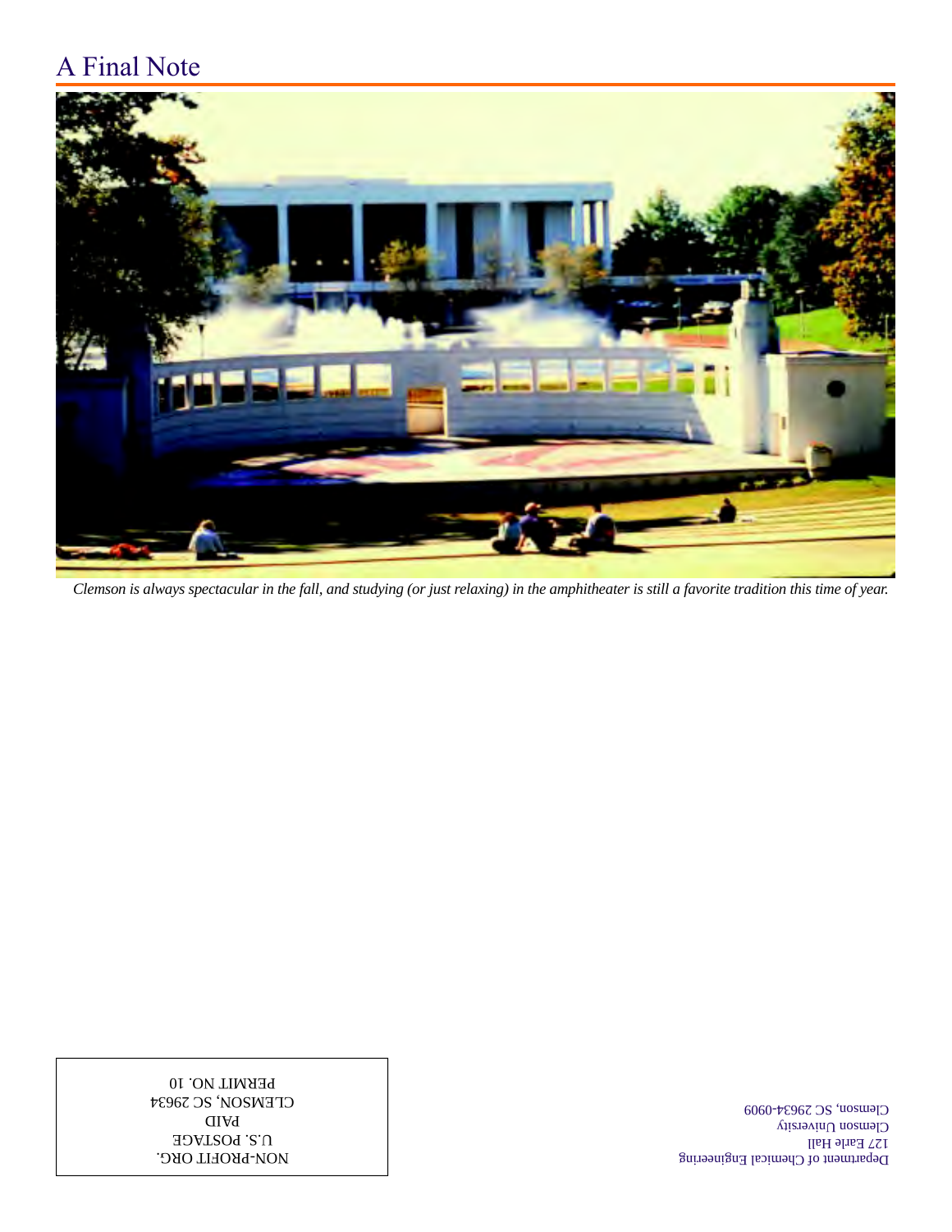# A Final Note

*Clemson is always spectacular in the fall, and studying (or just relaxing) in the amphitheater is still a favorite tradition this time of year.*

NON-PROFIT ORG.
U.S. POSTAGE
PAID
CLEMSON, SC 29634
PERMIT NO. 10

Department of Chemical Engineering
127 Earle Hall
Clemson University
Clemson, SC 29634-0909